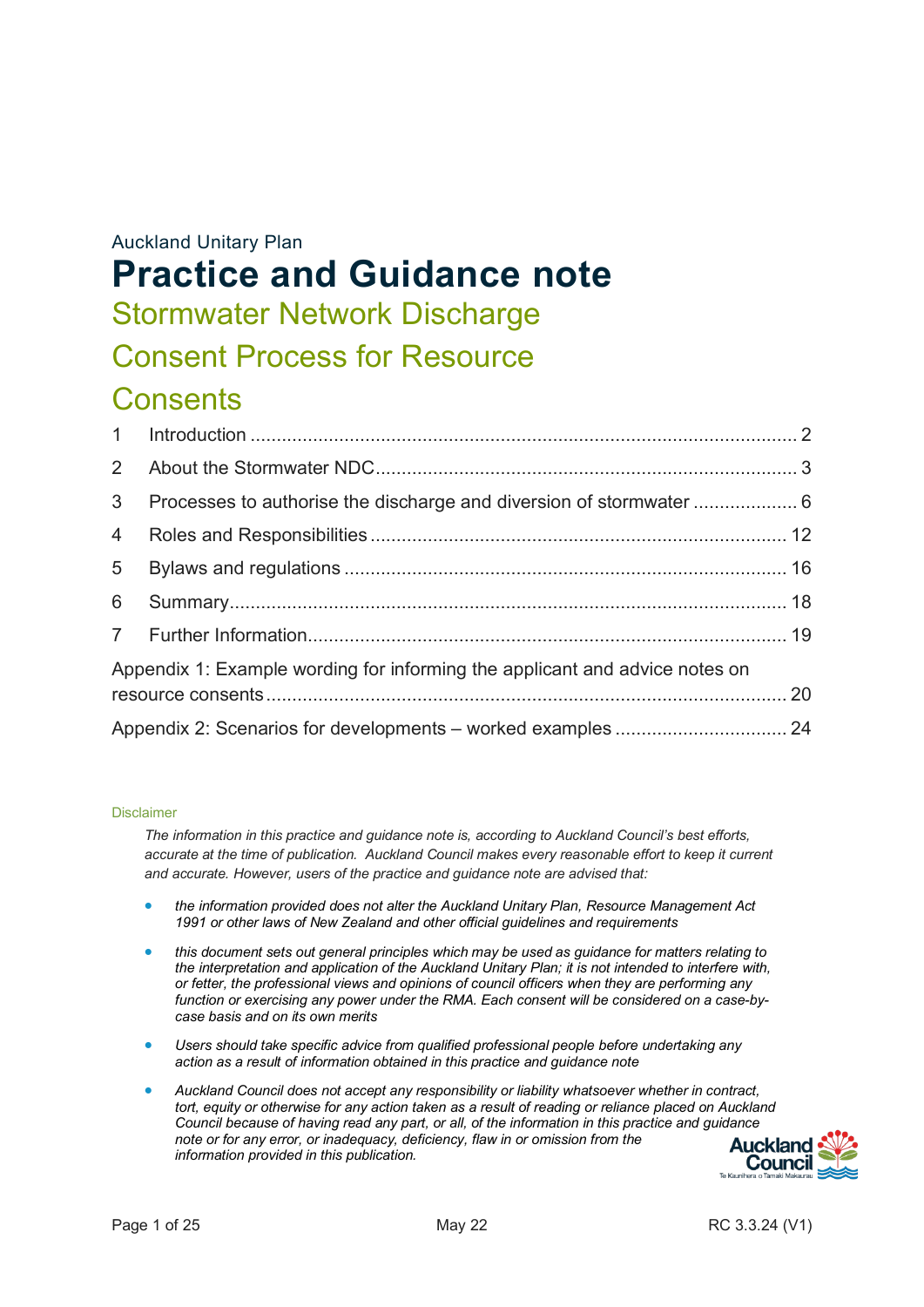Auckland Unitary Plan

# Practice and Guidance note

## Stormwater Network Discharge Consent Process for Resource Consents

1 Introduction ........................................................................................................ 2

2 About the Stormwater NDC................................................................................ 3

3 Processes to authorise the discharge and diversion of stormwater .................... 6

4 Roles and Responsibilities ............................................................................... 12

5 Bylaws and regulations .................................................................................... 16

6 Summary.......................................................................................................... 18

7 Further Information........................................................................................... 19

Appendix 1: Example wording for informing the applicant and advice notes on resource consents ................................................................................................... 20

Appendix 2: Scenarios for developments – worked examples ................................ 24

Disclaimer

*The information in this practice and guidance note is, according to Auckland Council's best efforts, accurate at the time of publication. Auckland Council makes every reasonable effort to keep it current and accurate. However, users of the practice and guidance note are advised that:*

- *the information provided does not alter the Auckland Unitary Plan, Resource Management Act 1991 or other laws of New Zealand and other official guidelines and requirements*
- *this document sets out general principles which may be used as guidance for matters relating to the interpretation and application of the Auckland Unitary Plan; it is not intended to interfere with, or fetter, the professional views and opinions of council officers when they are performing any function or exercising any power under the RMA. Each consent will be considered on a case-by-case basis and on its own merits*
- *Users should take specific advice from qualified professional people before undertaking any action as a result of information obtained in this practice and guidance note*
- *Auckland Council does not accept any responsibility or liability whatsoever whether in contract, tort, equity or otherwise for any action taken as a result of reading or reliance placed on Auckland Council because of having read any part, or all, of the information in this practice and guidance note or for any error, or inadequacy, deficiency, flaw in or omission from the information provided in this publication.*

May 22

RC 3.3.24 (V1)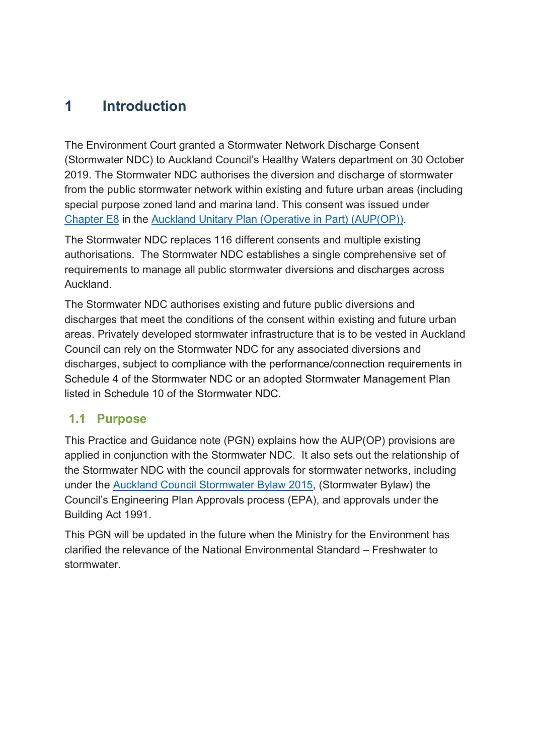# 1 Introduction

The Environment Court granted a Stormwater Network Discharge Consent (Stormwater NDC) to Auckland Council's Healthy Waters department on 30 October 2019. The Stormwater NDC authorises the diversion and discharge of stormwater from the public stormwater network within existing and future urban areas (including special purpose zoned land and marina land. This consent was issued under Chapter E8 in the Auckland Unitary Plan (Operative in Part) (AUP(OP)).

The Stormwater NDC replaces 116 different consents and multiple existing authorisations. The Stormwater NDC establishes a single comprehensive set of requirements to manage all public stormwater diversions and discharges across Auckland.

The Stormwater NDC authorises existing and future public diversions and discharges that meet the conditions of the consent within existing and future urban areas. Privately developed stormwater infrastructure that is to be vested in Auckland Council can rely on the Stormwater NDC for any associated diversions and discharges, subject to compliance with the performance/connection requirements in Schedule 4 of the Stormwater NDC or an adopted Stormwater Management Plan listed in Schedule 10 of the Stormwater NDC.

## 1.1 Purpose

This Practice and Guidance note (PGN) explains how the AUP(OP) provisions are applied in conjunction with the Stormwater NDC. It also sets out the relationship of the Stormwater NDC with the council approvals for stormwater networks, including under the Auckland Council Stormwater Bylaw 2015, (Stormwater Bylaw) the Council's Engineering Plan Approvals process (EPA), and approvals under the Building Act 1991.

This PGN will be updated in the future when the Ministry for the Environment has clarified the relevance of the National Environmental Standard – Freshwater to stormwater.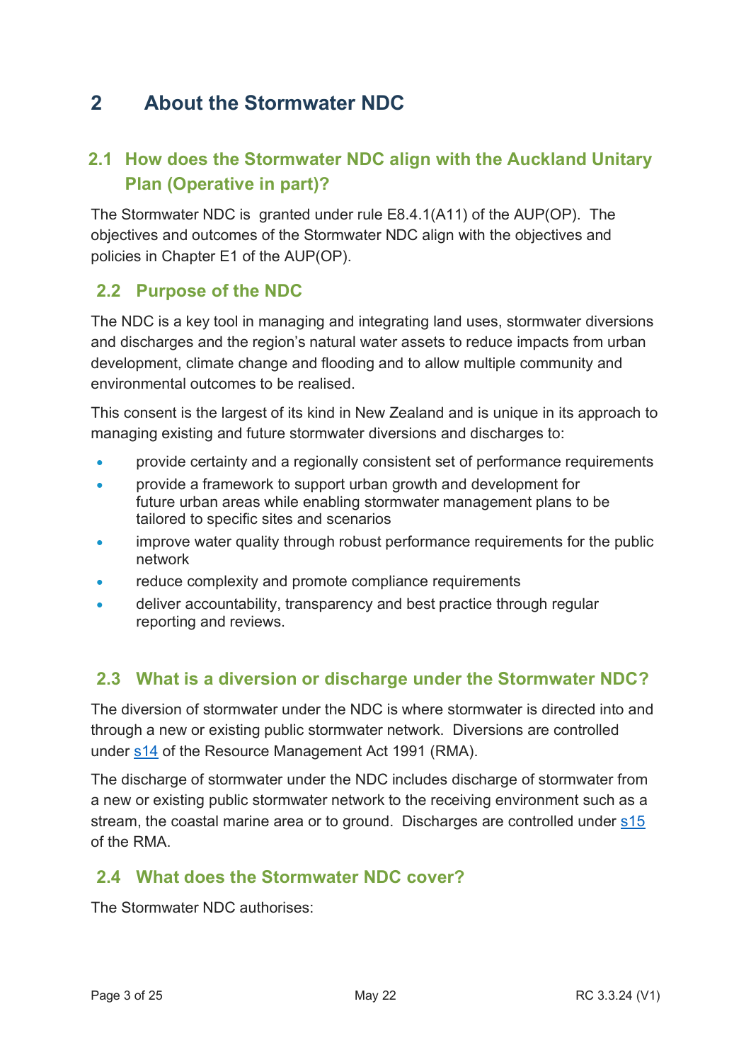# 2 About the Stormwater NDC

## 2.1 How does the Stormwater NDC align with the Auckland Unitary Plan (Operative in part)?

The Stormwater NDC is granted under rule E8.4.1(A11) of the AUP(OP). The objectives and outcomes of the Stormwater NDC align with the objectives and policies in Chapter E1 of the AUP(OP).

## 2.2 Purpose of the NDC

The NDC is a key tool in managing and integrating land uses, stormwater diversions and discharges and the region's natural water assets to reduce impacts from urban development, climate change and flooding and to allow multiple community and environmental outcomes to be realised.

This consent is the largest of its kind in New Zealand and is unique in its approach to managing existing and future stormwater diversions and discharges to:

- provide certainty and a regionally consistent set of performance requirements
- provide a framework to support urban growth and development for future urban areas while enabling stormwater management plans to be tailored to specific sites and scenarios
- improve water quality through robust performance requirements for the public network
- reduce complexity and promote compliance requirements
- deliver accountability, transparency and best practice through regular reporting and reviews.

## 2.3 What is a diversion or discharge under the Stormwater NDC?

The diversion of stormwater under the NDC is where stormwater is directed into and through a new or existing public stormwater network. Diversions are controlled under s14 of the Resource Management Act 1991 (RMA).

The discharge of stormwater under the NDC includes discharge of stormwater from a new or existing public stormwater network to the receiving environment such as a stream, the coastal marine area or to ground. Discharges are controlled under s15 of the RMA.

## 2.4 What does the Stormwater NDC cover?

The Stormwater NDC authorises: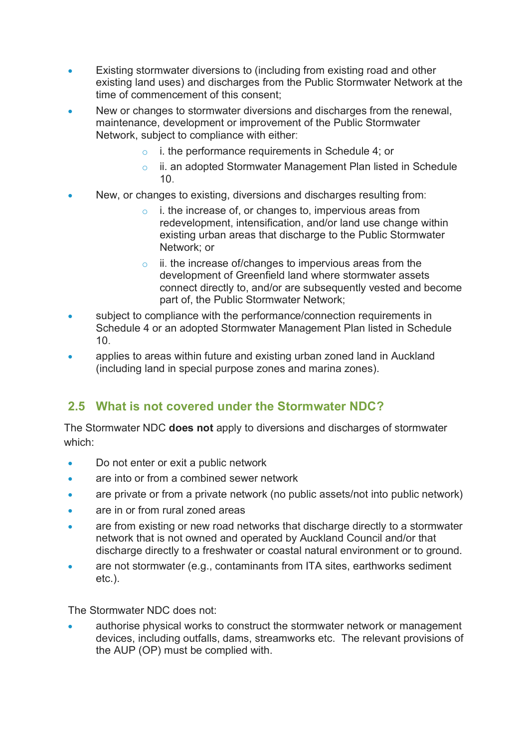- Existing stormwater diversions to (including from existing road and other existing land uses) and discharges from the Public Stormwater Network at the time of commencement of this consent;
- New or changes to stormwater diversions and discharges from the renewal, maintenance, development or improvement of the Public Stormwater Network, subject to compliance with either:
  - i. the performance requirements in Schedule 4; or
  - ii. an adopted Stormwater Management Plan listed in Schedule 10.
- New, or changes to existing, diversions and discharges resulting from:
  - i. the increase of, or changes to, impervious areas from redevelopment, intensification, and/or land use change within existing urban areas that discharge to the Public Stormwater Network; or
  - ii. the increase of/changes to impervious areas from the development of Greenfield land where stormwater assets connect directly to, and/or are subsequently vested and become part of, the Public Stormwater Network;
- subject to compliance with the performance/connection requirements in Schedule 4 or an adopted Stormwater Management Plan listed in Schedule 10.
- applies to areas within future and existing urban zoned land in Auckland (including land in special purpose zones and marina zones).

## 2.5 What is not covered under the Stormwater NDC?

The Stormwater NDC **does not** apply to diversions and discharges of stormwater which:

- Do not enter or exit a public network
- are into or from a combined sewer network
- are private or from a private network (no public assets/not into public network)
- are in or from rural zoned areas
- are from existing or new road networks that discharge directly to a stormwater network that is not owned and operated by Auckland Council and/or that discharge directly to a freshwater or coastal natural environment or to ground.
- are not stormwater (e.g., contaminants from ITA sites, earthworks sediment etc.).

The Stormwater NDC does not:

- authorise physical works to construct the stormwater network or management devices, including outfalls, dams, streamworks etc. The relevant provisions of the AUP (OP) must be complied with.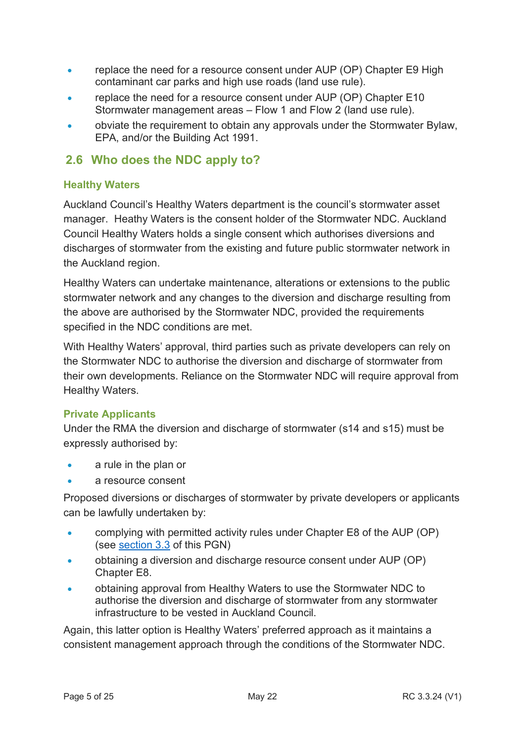- replace the need for a resource consent under AUP (OP) Chapter E9 High contaminant car parks and high use roads (land use rule).
- replace the need for a resource consent under AUP (OP) Chapter E10 Stormwater management areas – Flow 1 and Flow 2 (land use rule).
- obviate the requirement to obtain any approvals under the Stormwater Bylaw, EPA, and/or the Building Act 1991.

## 2.6 Who does the NDC apply to?

### Healthy Waters

Auckland Council's Healthy Waters department is the council's stormwater asset manager. Heathy Waters is the consent holder of the Stormwater NDC. Auckland Council Healthy Waters holds a single consent which authorises diversions and discharges of stormwater from the existing and future public stormwater network in the Auckland region.

Healthy Waters can undertake maintenance, alterations or extensions to the public stormwater network and any changes to the diversion and discharge resulting from the above are authorised by the Stormwater NDC, provided the requirements specified in the NDC conditions are met.

With Healthy Waters' approval, third parties such as private developers can rely on the Stormwater NDC to authorise the diversion and discharge of stormwater from their own developments. Reliance on the Stormwater NDC will require approval from Healthy Waters.

### Private Applicants

Under the RMA the diversion and discharge of stormwater (s14 and s15) must be expressly authorised by:

- a rule in the plan or
- a resource consent

Proposed diversions or discharges of stormwater by private developers or applicants can be lawfully undertaken by:

- complying with permitted activity rules under Chapter E8 of the AUP (OP) (see section 3.3 of this PGN)
- obtaining a diversion and discharge resource consent under AUP (OP) Chapter E8.
- obtaining approval from Healthy Waters to use the Stormwater NDC to authorise the diversion and discharge of stormwater from any stormwater infrastructure to be vested in Auckland Council.

Again, this latter option is Healthy Waters' preferred approach as it maintains a consistent management approach through the conditions of the Stormwater NDC.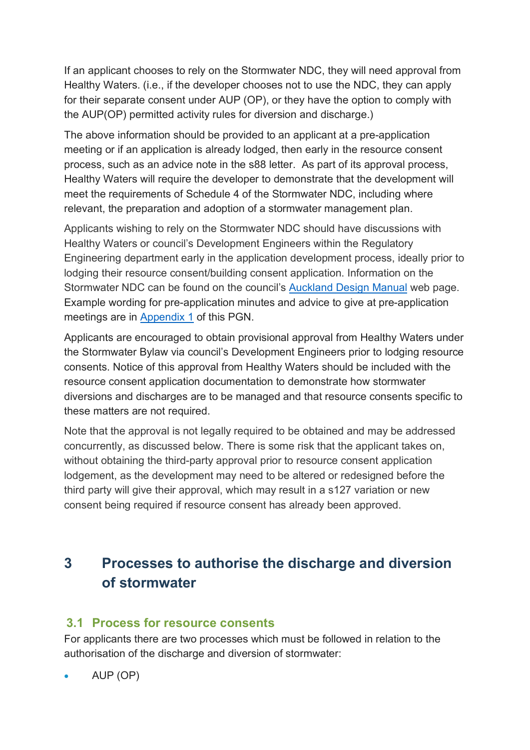If an applicant chooses to rely on the Stormwater NDC, they will need approval from Healthy Waters. (i.e., if the developer chooses not to use the NDC, they can apply for their separate consent under AUP (OP), or they have the option to comply with the AUP(OP) permitted activity rules for diversion and discharge.)

The above information should be provided to an applicant at a pre-application meeting or if an application is already lodged, then early in the resource consent process, such as an advice note in the s88 letter. As part of its approval process, Healthy Waters will require the developer to demonstrate that the development will meet the requirements of Schedule 4 of the Stormwater NDC, including where relevant, the preparation and adoption of a stormwater management plan.

Applicants wishing to rely on the Stormwater NDC should have discussions with Healthy Waters or council's Development Engineers within the Regulatory Engineering department early in the application development process, ideally prior to lodging their resource consent/building consent application. Information on the Stormwater NDC can be found on the council's Auckland Design Manual web page. Example wording for pre-application minutes and advice to give at pre-application meetings are in Appendix 1 of this PGN.

Applicants are encouraged to obtain provisional approval from Healthy Waters under the Stormwater Bylaw via council's Development Engineers prior to lodging resource consents. Notice of this approval from Healthy Waters should be included with the resource consent application documentation to demonstrate how stormwater diversions and discharges are to be managed and that resource consents specific to these matters are not required.

Note that the approval is not legally required to be obtained and may be addressed concurrently, as discussed below. There is some risk that the applicant takes on, without obtaining the third-party approval prior to resource consent application lodgement, as the development may need to be altered or redesigned before the third party will give their approval, which may result in a s127 variation or new consent being required if resource consent has already been approved.

# 3 Processes to authorise the discharge and diversion of stormwater

## 3.1 Process for resource consents

For applicants there are two processes which must be followed in relation to the authorisation of the discharge and diversion of stormwater:

- AUP (OP)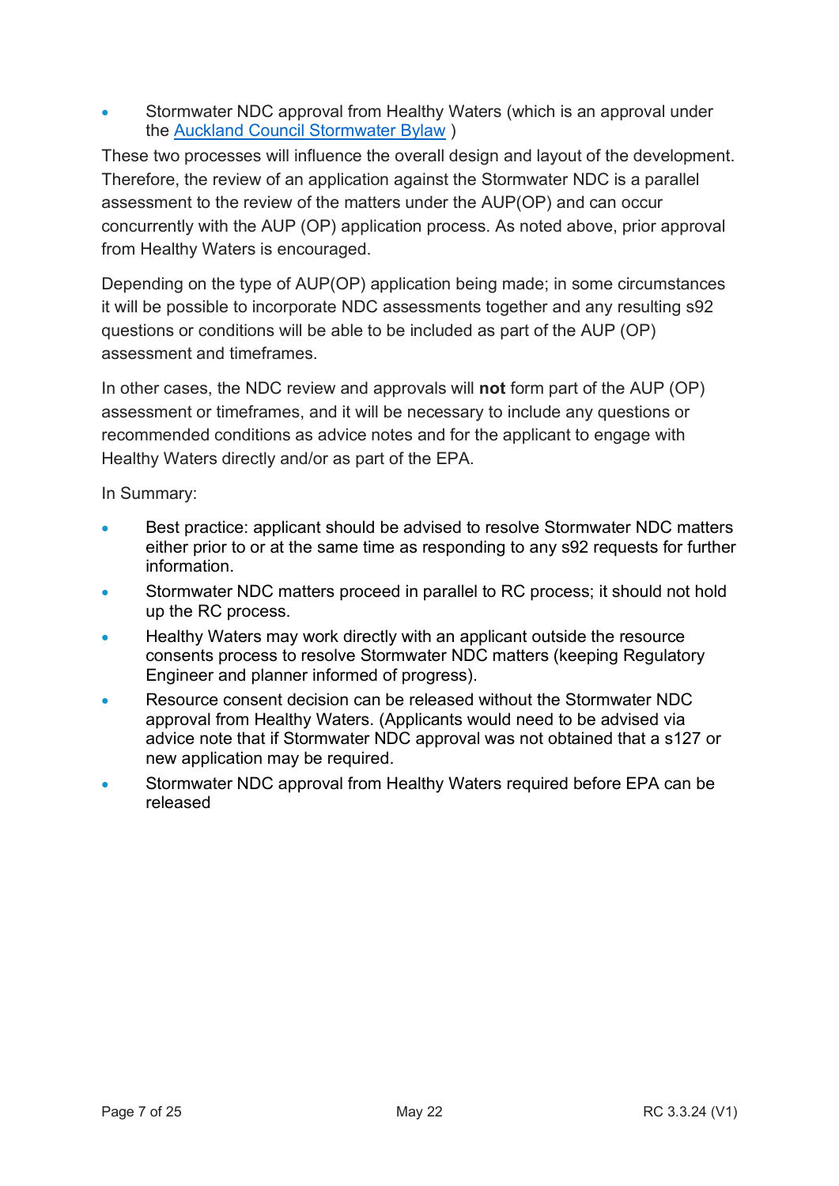- Stormwater NDC approval from Healthy Waters (which is an approval under the [Auckland Council Stormwater Bylaw](#) )

These two processes will influence the overall design and layout of the development. Therefore, the review of an application against the Stormwater NDC is a parallel assessment to the review of the matters under the AUP(OP) and can occur concurrently with the AUP (OP) application process. As noted above, prior approval from Healthy Waters is encouraged.

Depending on the type of AUP(OP) application being made; in some circumstances it will be possible to incorporate NDC assessments together and any resulting s92 questions or conditions will be able to be included as part of the AUP (OP) assessment and timeframes.

In other cases, the NDC review and approvals will **not** form part of the AUP (OP) assessment or timeframes, and it will be necessary to include any questions or recommended conditions as advice notes and for the applicant to engage with Healthy Waters directly and/or as part of the EPA.

In Summary:

- Best practice: applicant should be advised to resolve Stormwater NDC matters either prior to or at the same time as responding to any s92 requests for further information.
- Stormwater NDC matters proceed in parallel to RC process; it should not hold up the RC process.
- Healthy Waters may work directly with an applicant outside the resource consents process to resolve Stormwater NDC matters (keeping Regulatory Engineer and planner informed of progress).
- Resource consent decision can be released without the Stormwater NDC approval from Healthy Waters. (Applicants would need to be advised via advice note that if Stormwater NDC approval was not obtained that a s127 or new application may be required.
- Stormwater NDC approval from Healthy Waters required before EPA can be released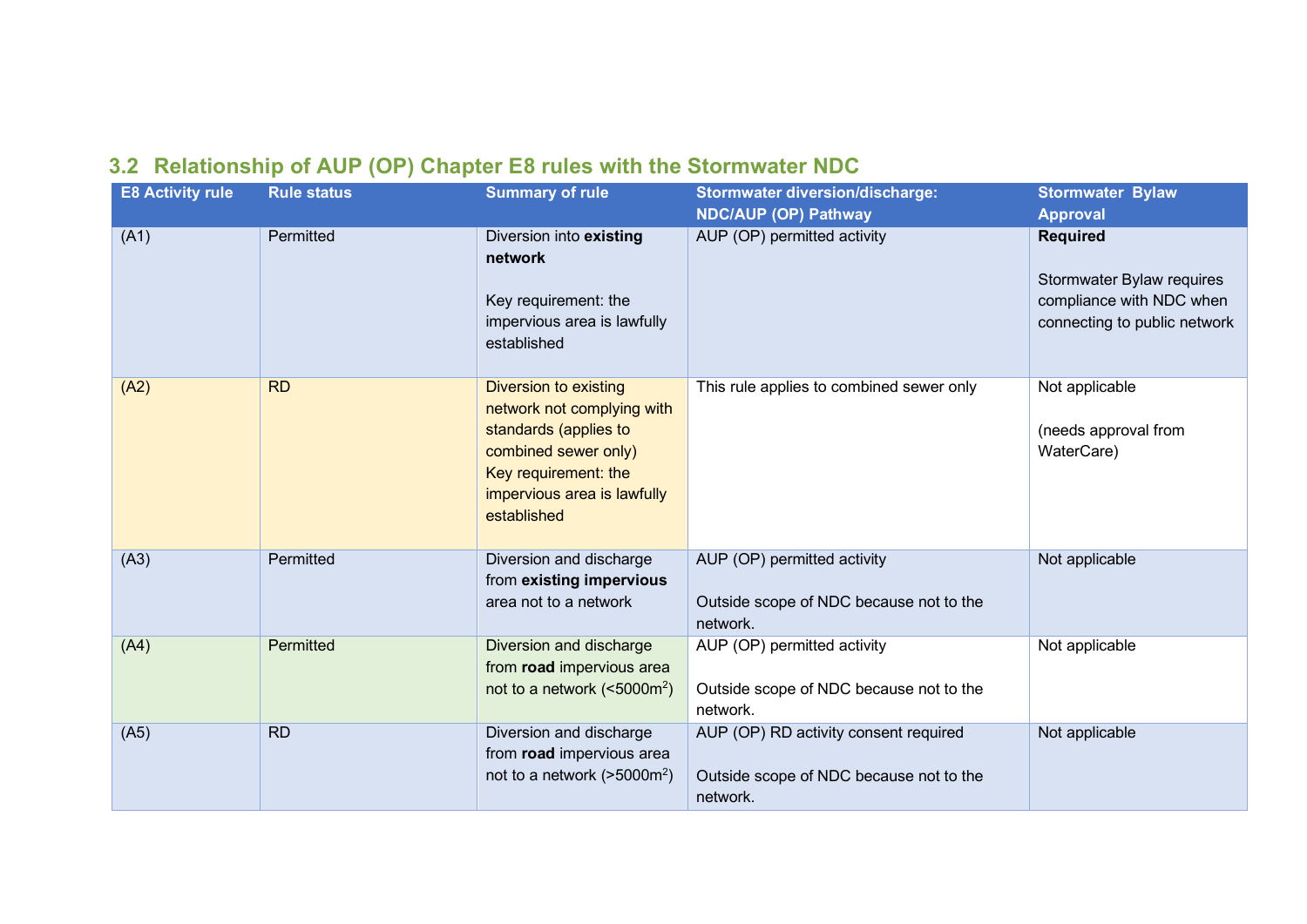## 3.2 Relationship of AUP (OP) Chapter E8 rules with the Stormwater NDC

| E8 Activity rule | Rule status | Summary of rule | Stormwater diversion/discharge: NDC/AUP (OP) Pathway | Stormwater Bylaw Approval |
|---|---|---|---|---|
| (A1) | Permitted | Diversion into **existing network**<br><br>Key requirement: the impervious area is lawfully established | AUP (OP) permitted activity | **Required**<br><br>Stormwater Bylaw requires compliance with NDC when connecting to public network |
| (A2) | RD | Diversion to existing network not complying with standards (applies to combined sewer only)<br>Key requirement: the impervious area is lawfully established | This rule applies to combined sewer only | Not applicable<br><br>(needs approval from WaterCare) |
| (A3) | Permitted | Diversion and discharge from **existing impervious** area not to a network | AUP (OP) permitted activity<br><br>Outside scope of NDC because not to the network. | Not applicable |
| (A4) | Permitted | Diversion and discharge from **road** impervious area not to a network (<5000m$^2$) | AUP (OP) permitted activity<br><br>Outside scope of NDC because not to the network. | Not applicable |
| (A5) | RD | Diversion and discharge from **road** impervious area not to a network (>5000m$^2$) | AUP (OP) RD activity consent required<br><br>Outside scope of NDC because not to the network. | Not applicable |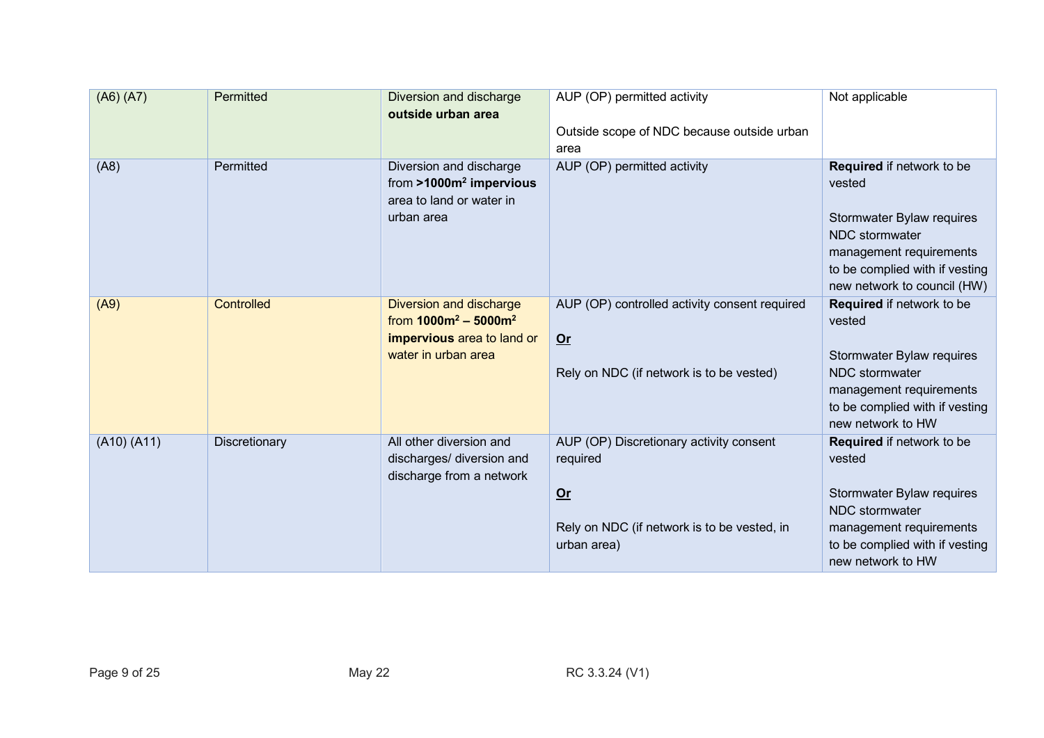| (A6) (A7) | Permitted | Diversion and discharge **outside urban area** | AUP (OP) permitted activity<br><br>Outside scope of NDC because outside urban area | Not applicable |
|---|---|---|---|---|
| (A8) | Permitted | Diversion and discharge from **>1000m² impervious** area to land or water in urban area | AUP (OP) permitted activity | **Required** if network to be vested<br><br>Stormwater Bylaw requires NDC stormwater management requirements to be complied with if vesting new network to council (HW) |
| (A9) | Controlled | Diversion and discharge from **1000m² – 5000m² impervious** area to land or water in urban area | AUP (OP) controlled activity consent required<br><br>**Or**<br><br>Rely on NDC (if network is to be vested) | **Required** if network to be vested<br><br>Stormwater Bylaw requires NDC stormwater management requirements to be complied with if vesting new network to HW |
| (A10) (A11) | Discretionary | All other diversion and discharges/ diversion and discharge from a network | AUP (OP) Discretionary activity consent required<br><br>**Or**<br><br>Rely on NDC (if network is to be vested, in urban area) | **Required** if network to be vested<br><br>Stormwater Bylaw requires NDC stormwater management requirements to be complied with if vesting new network to HW |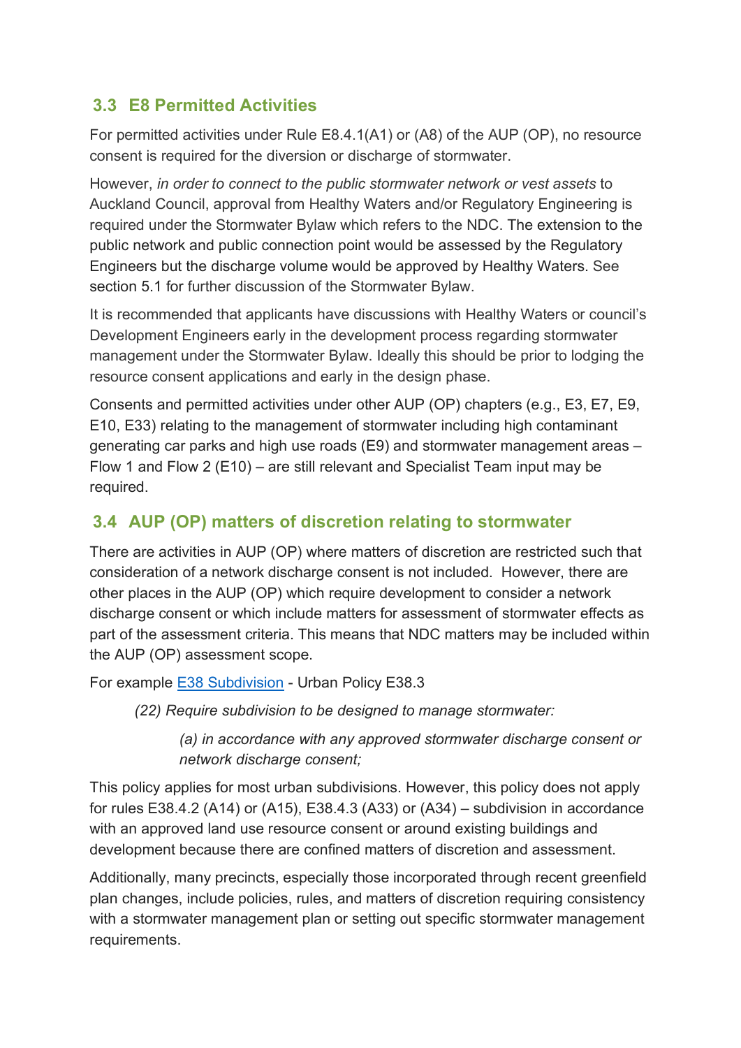## 3.3 E8 Permitted Activities

For permitted activities under Rule E8.4.1(A1) or (A8) of the AUP (OP), no resource consent is required for the diversion or discharge of stormwater.

However, *in order to connect to the public stormwater network or vest assets* to Auckland Council, approval from Healthy Waters and/or Regulatory Engineering is required under the Stormwater Bylaw which refers to the NDC. The extension to the public network and public connection point would be assessed by the Regulatory Engineers but the discharge volume would be approved by Healthy Waters. See section 5.1 for further discussion of the Stormwater Bylaw.

It is recommended that applicants have discussions with Healthy Waters or council's Development Engineers early in the development process regarding stormwater management under the Stormwater Bylaw. Ideally this should be prior to lodging the resource consent applications and early in the design phase.

Consents and permitted activities under other AUP (OP) chapters (e.g., E3, E7, E9, E10, E33) relating to the management of stormwater including high contaminant generating car parks and high use roads (E9) and stormwater management areas – Flow 1 and Flow 2 (E10) – are still relevant and Specialist Team input may be required.

## 3.4 AUP (OP) matters of discretion relating to stormwater

There are activities in AUP (OP) where matters of discretion are restricted such that consideration of a network discharge consent is not included. However, there are other places in the AUP (OP) which require development to consider a network discharge consent or which include matters for assessment of stormwater effects as part of the assessment criteria. This means that NDC matters may be included within the AUP (OP) assessment scope.

For example E38 Subdivision - Urban Policy E38.3

> *(22) Require subdivision to be designed to manage stormwater:*
>
> > *(a) in accordance with any approved stormwater discharge consent or network discharge consent;*

This policy applies for most urban subdivisions. However, this policy does not apply for rules E38.4.2 (A14) or (A15), E38.4.3 (A33) or (A34) – subdivision in accordance with an approved land use resource consent or around existing buildings and development because there are confined matters of discretion and assessment.

Additionally, many precincts, especially those incorporated through recent greenfield plan changes, include policies, rules, and matters of discretion requiring consistency with a stormwater management plan or setting out specific stormwater management requirements.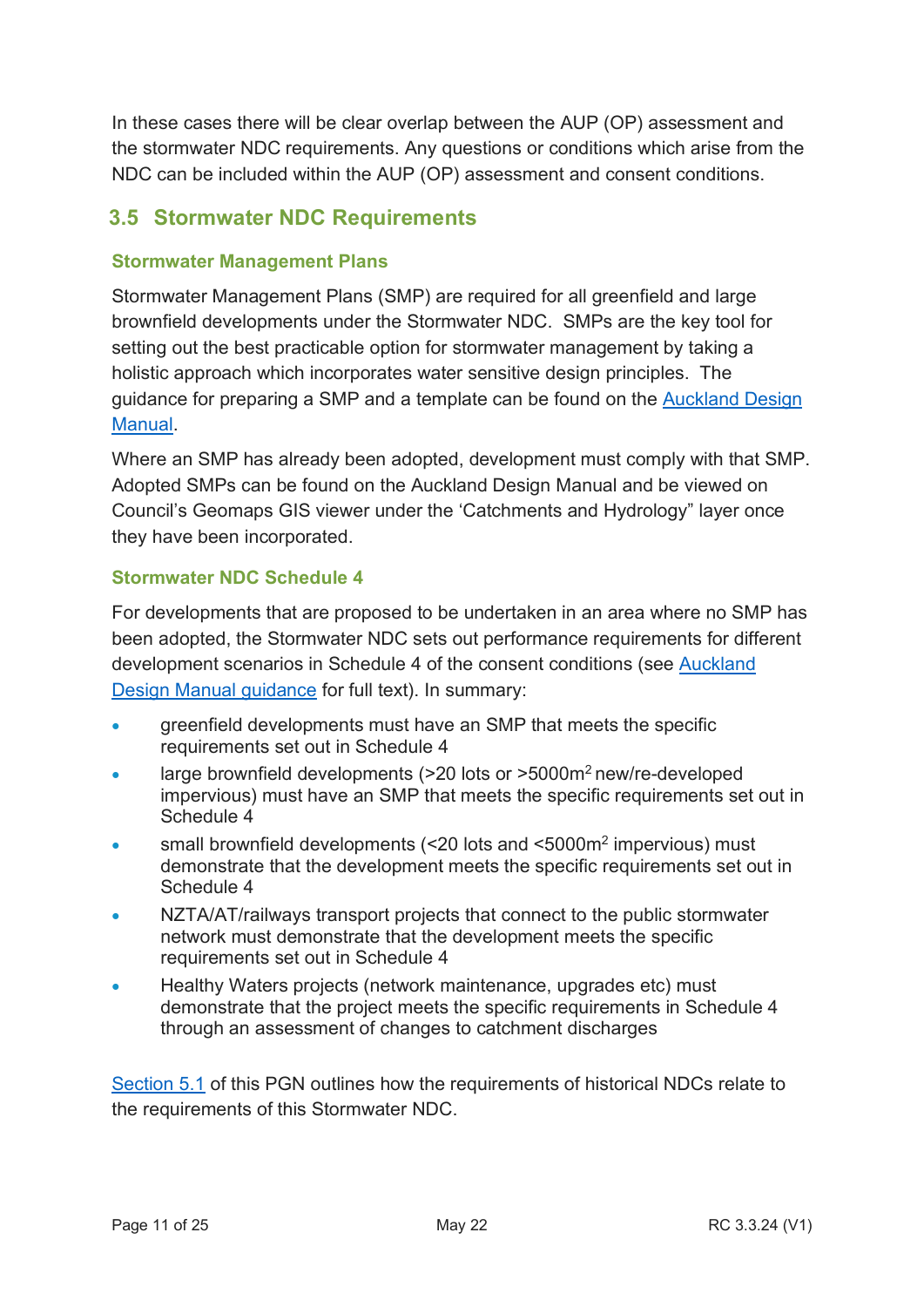In these cases there will be clear overlap between the AUP (OP) assessment and the stormwater NDC requirements. Any questions or conditions which arise from the NDC can be included within the AUP (OP) assessment and consent conditions.

## 3.5 Stormwater NDC Requirements

### Stormwater Management Plans

Stormwater Management Plans (SMP) are required for all greenfield and large brownfield developments under the Stormwater NDC. SMPs are the key tool for setting out the best practicable option for stormwater management by taking a holistic approach which incorporates water sensitive design principles. The guidance for preparing a SMP and a template can be found on the Auckland Design Manual.

Where an SMP has already been adopted, development must comply with that SMP. Adopted SMPs can be found on the Auckland Design Manual and be viewed on Council's Geomaps GIS viewer under the 'Catchments and Hydrology" layer once they have been incorporated.

### Stormwater NDC Schedule 4

For developments that are proposed to be undertaken in an area where no SMP has been adopted, the Stormwater NDC sets out performance requirements for different development scenarios in Schedule 4 of the consent conditions (see Auckland Design Manual guidance for full text). In summary:

- greenfield developments must have an SMP that meets the specific requirements set out in Schedule 4
- large brownfield developments (>20 lots or >5000m$^2$ new/re-developed impervious) must have an SMP that meets the specific requirements set out in Schedule 4
- small brownfield developments (<20 lots and <5000m$^2$ impervious) must demonstrate that the development meets the specific requirements set out in Schedule 4
- NZTA/AT/railways transport projects that connect to the public stormwater network must demonstrate that the development meets the specific requirements set out in Schedule 4
- Healthy Waters projects (network maintenance, upgrades etc) must demonstrate that the project meets the specific requirements in Schedule 4 through an assessment of changes to catchment discharges

Section 5.1 of this PGN outlines how the requirements of historical NDCs relate to the requirements of this Stormwater NDC.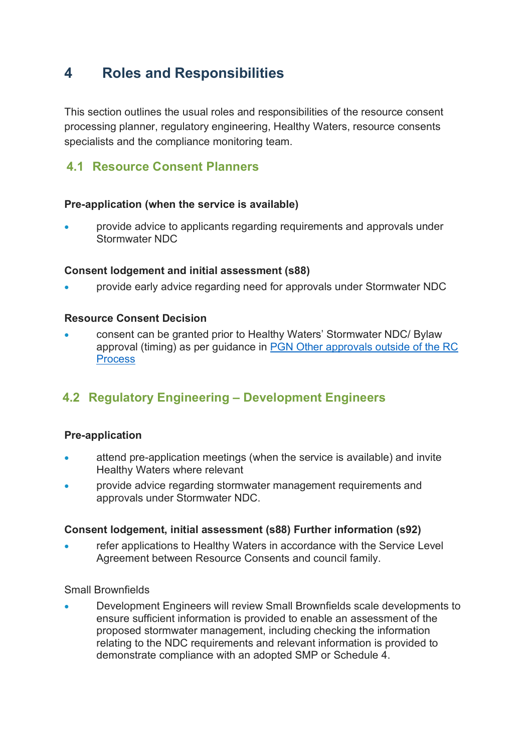# 4 Roles and Responsibilities

This section outlines the usual roles and responsibilities of the resource consent processing planner, regulatory engineering, Healthy Waters, resource consents specialists and the compliance monitoring team.

## 4.1 Resource Consent Planners

**Pre-application (when the service is available)**

- provide advice to applicants regarding requirements and approvals under Stormwater NDC

**Consent lodgement and initial assessment (s88)**

- provide early advice regarding need for approvals under Stormwater NDC

**Resource Consent Decision**

- consent can be granted prior to Healthy Waters' Stormwater NDC/ Bylaw approval (timing) as per guidance in [PGN Other approvals outside of the RC Process]

## 4.2 Regulatory Engineering – Development Engineers

**Pre-application**

- attend pre-application meetings (when the service is available) and invite Healthy Waters where relevant
- provide advice regarding stormwater management requirements and approvals under Stormwater NDC.

**Consent lodgement, initial assessment (s88) Further information (s92)**

- refer applications to Healthy Waters in accordance with the Service Level Agreement between Resource Consents and council family.

Small Brownfields

- Development Engineers will review Small Brownfields scale developments to ensure sufficient information is provided to enable an assessment of the proposed stormwater management, including checking the information relating to the NDC requirements and relevant information is provided to demonstrate compliance with an adopted SMP or Schedule 4.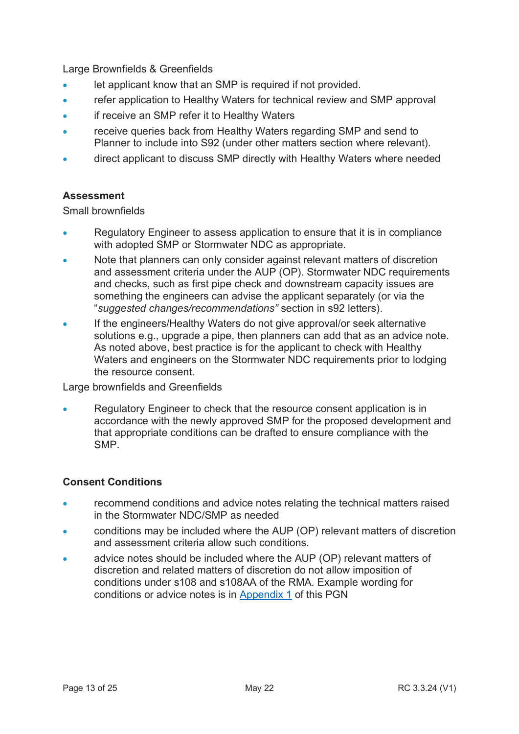Large Brownfields & Greenfields

- let applicant know that an SMP is required if not provided.
- refer application to Healthy Waters for technical review and SMP approval
- if receive an SMP refer it to Healthy Waters
- receive queries back from Healthy Waters regarding SMP and send to Planner to include into S92 (under other matters section where relevant).
- direct applicant to discuss SMP directly with Healthy Waters where needed

**Assessment**

Small brownfields

- Regulatory Engineer to assess application to ensure that it is in compliance with adopted SMP or Stormwater NDC as appropriate.
- Note that planners can only consider against relevant matters of discretion and assessment criteria under the AUP (OP). Stormwater NDC requirements and checks, such as first pipe check and downstream capacity issues are something the engineers can advise the applicant separately (or via the "*suggested changes/recommendations"* section in s92 letters).
- If the engineers/Healthy Waters do not give approval/or seek alternative solutions e.g., upgrade a pipe, then planners can add that as an advice note. As noted above, best practice is for the applicant to check with Healthy Waters and engineers on the Stormwater NDC requirements prior to lodging the resource consent.

Large brownfields and Greenfields

- Regulatory Engineer to check that the resource consent application is in accordance with the newly approved SMP for the proposed development and that appropriate conditions can be drafted to ensure compliance with the SMP.

**Consent Conditions**

- recommend conditions and advice notes relating the technical matters raised in the Stormwater NDC/SMP as needed
- conditions may be included where the AUP (OP) relevant matters of discretion and assessment criteria allow such conditions.
- advice notes should be included where the AUP (OP) relevant matters of discretion and related matters of discretion do not allow imposition of conditions under s108 and s108AA of the RMA. Example wording for conditions or advice notes is in Appendix 1 of this PGN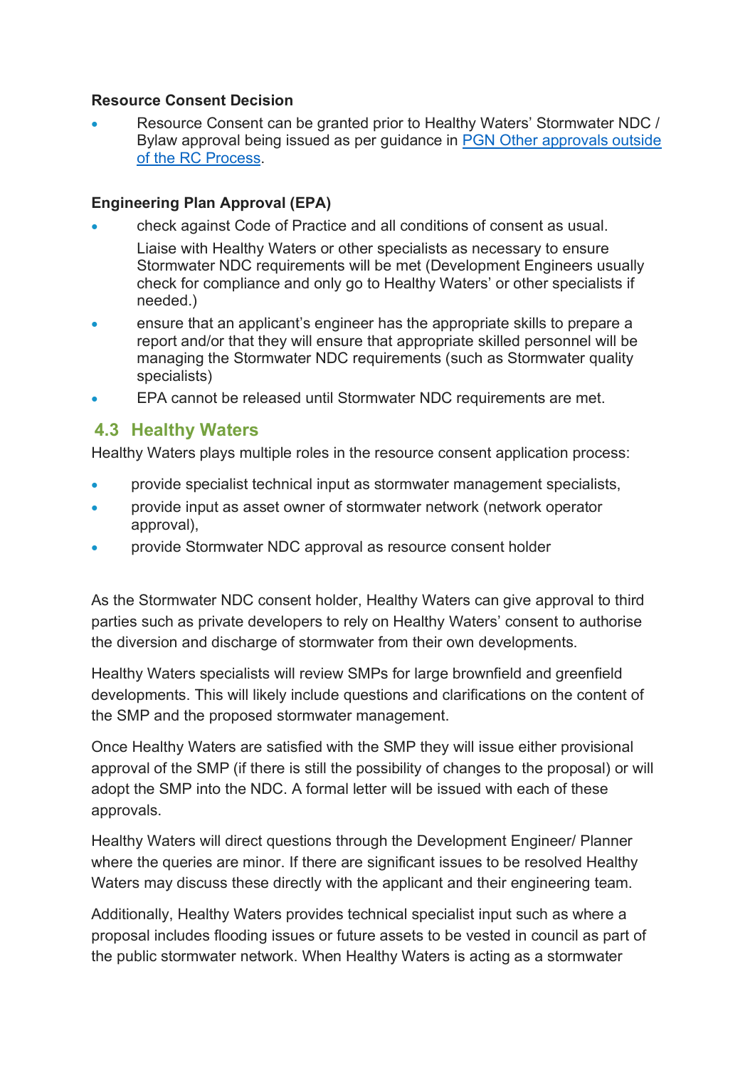**Resource Consent Decision**

- Resource Consent can be granted prior to Healthy Waters' Stormwater NDC / Bylaw approval being issued as per guidance in [PGN Other approvals outside of the RC Process](#).

**Engineering Plan Approval (EPA)**

- check against Code of Practice and all conditions of consent as usual. Liaise with Healthy Waters or other specialists as necessary to ensure Stormwater NDC requirements will be met (Development Engineers usually check for compliance and only go to Healthy Waters' or other specialists if needed.)
- ensure that an applicant's engineer has the appropriate skills to prepare a report and/or that they will ensure that appropriate skilled personnel will be managing the Stormwater NDC requirements (such as Stormwater quality specialists)
- EPA cannot be released until Stormwater NDC requirements are met.

## 4.3 Healthy Waters

Healthy Waters plays multiple roles in the resource consent application process:

- provide specialist technical input as stormwater management specialists,
- provide input as asset owner of stormwater network (network operator approval),
- provide Stormwater NDC approval as resource consent holder

As the Stormwater NDC consent holder, Healthy Waters can give approval to third parties such as private developers to rely on Healthy Waters' consent to authorise the diversion and discharge of stormwater from their own developments.

Healthy Waters specialists will review SMPs for large brownfield and greenfield developments. This will likely include questions and clarifications on the content of the SMP and the proposed stormwater management.

Once Healthy Waters are satisfied with the SMP they will issue either provisional approval of the SMP (if there is still the possibility of changes to the proposal) or will adopt the SMP into the NDC. A formal letter will be issued with each of these approvals.

Healthy Waters will direct questions through the Development Engineer/ Planner where the queries are minor. If there are significant issues to be resolved Healthy Waters may discuss these directly with the applicant and their engineering team.

Additionally, Healthy Waters provides technical specialist input such as where a proposal includes flooding issues or future assets to be vested in council as part of the public stormwater network. When Healthy Waters is acting as a stormwater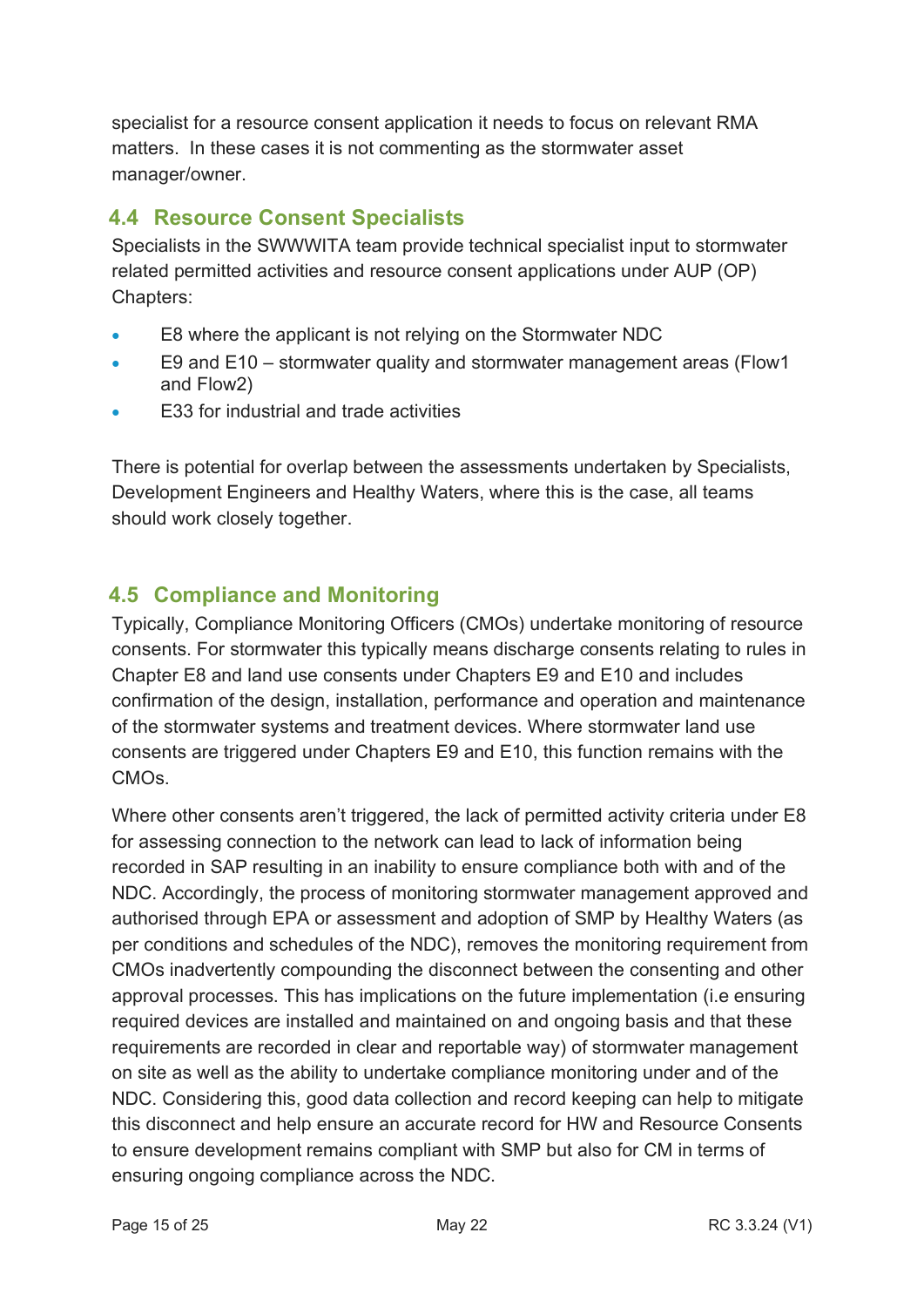specialist for a resource consent application it needs to focus on relevant RMA matters. In these cases it is not commenting as the stormwater asset manager/owner.

## 4.4 Resource Consent Specialists

Specialists in the SWWWITA team provide technical specialist input to stormwater related permitted activities and resource consent applications under AUP (OP) Chapters:

- E8 where the applicant is not relying on the Stormwater NDC
- E9 and E10 – stormwater quality and stormwater management areas (Flow1 and Flow2)
- E33 for industrial and trade activities

There is potential for overlap between the assessments undertaken by Specialists, Development Engineers and Healthy Waters, where this is the case, all teams should work closely together.

## 4.5 Compliance and Monitoring

Typically, Compliance Monitoring Officers (CMOs) undertake monitoring of resource consents. For stormwater this typically means discharge consents relating to rules in Chapter E8 and land use consents under Chapters E9 and E10 and includes confirmation of the design, installation, performance and operation and maintenance of the stormwater systems and treatment devices. Where stormwater land use consents are triggered under Chapters E9 and E10, this function remains with the CMOs.

Where other consents aren't triggered, the lack of permitted activity criteria under E8 for assessing connection to the network can lead to lack of information being recorded in SAP resulting in an inability to ensure compliance both with and of the NDC. Accordingly, the process of monitoring stormwater management approved and authorised through EPA or assessment and adoption of SMP by Healthy Waters (as per conditions and schedules of the NDC), removes the monitoring requirement from CMOs inadvertently compounding the disconnect between the consenting and other approval processes. This has implications on the future implementation (i.e ensuring required devices are installed and maintained on and ongoing basis and that these requirements are recorded in clear and reportable way) of stormwater management on site as well as the ability to undertake compliance monitoring under and of the NDC. Considering this, good data collection and record keeping can help to mitigate this disconnect and help ensure an accurate record for HW and Resource Consents to ensure development remains compliant with SMP but also for CM in terms of ensuring ongoing compliance across the NDC.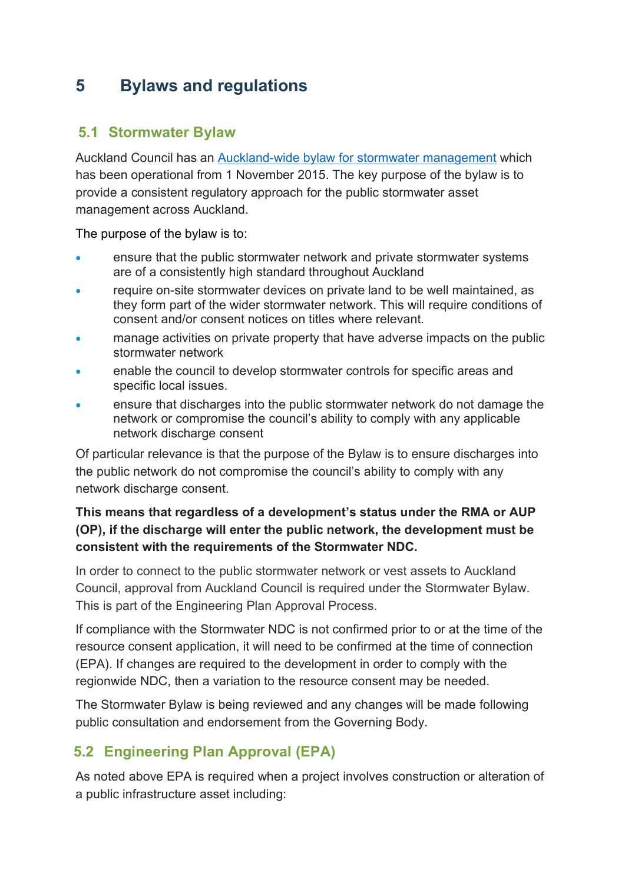# 5 Bylaws and regulations

## 5.1 Stormwater Bylaw

Auckland Council has an [Auckland-wide bylaw for stormwater management] which has been operational from 1 November 2015. The key purpose of the bylaw is to provide a consistent regulatory approach for the public stormwater asset management across Auckland.

The purpose of the bylaw is to:

- ensure that the public stormwater network and private stormwater systems are of a consistently high standard throughout Auckland
- require on-site stormwater devices on private land to be well maintained, as they form part of the wider stormwater network. This will require conditions of consent and/or consent notices on titles where relevant.
- manage activities on private property that have adverse impacts on the public stormwater network
- enable the council to develop stormwater controls for specific areas and specific local issues.
- ensure that discharges into the public stormwater network do not damage the network or compromise the council's ability to comply with any applicable network discharge consent

Of particular relevance is that the purpose of the Bylaw is to ensure discharges into the public network do not compromise the council's ability to comply with any network discharge consent.

**This means that regardless of a development's status under the RMA or AUP (OP), if the discharge will enter the public network, the development must be consistent with the requirements of the Stormwater NDC.**

In order to connect to the public stormwater network or vest assets to Auckland Council, approval from Auckland Council is required under the Stormwater Bylaw. This is part of the Engineering Plan Approval Process.

If compliance with the Stormwater NDC is not confirmed prior to or at the time of the resource consent application, it will need to be confirmed at the time of connection (EPA). If changes are required to the development in order to comply with the regionwide NDC, then a variation to the resource consent may be needed.

The Stormwater Bylaw is being reviewed and any changes will be made following public consultation and endorsement from the Governing Body.

## 5.2 Engineering Plan Approval (EPA)

As noted above EPA is required when a project involves construction or alteration of a public infrastructure asset including: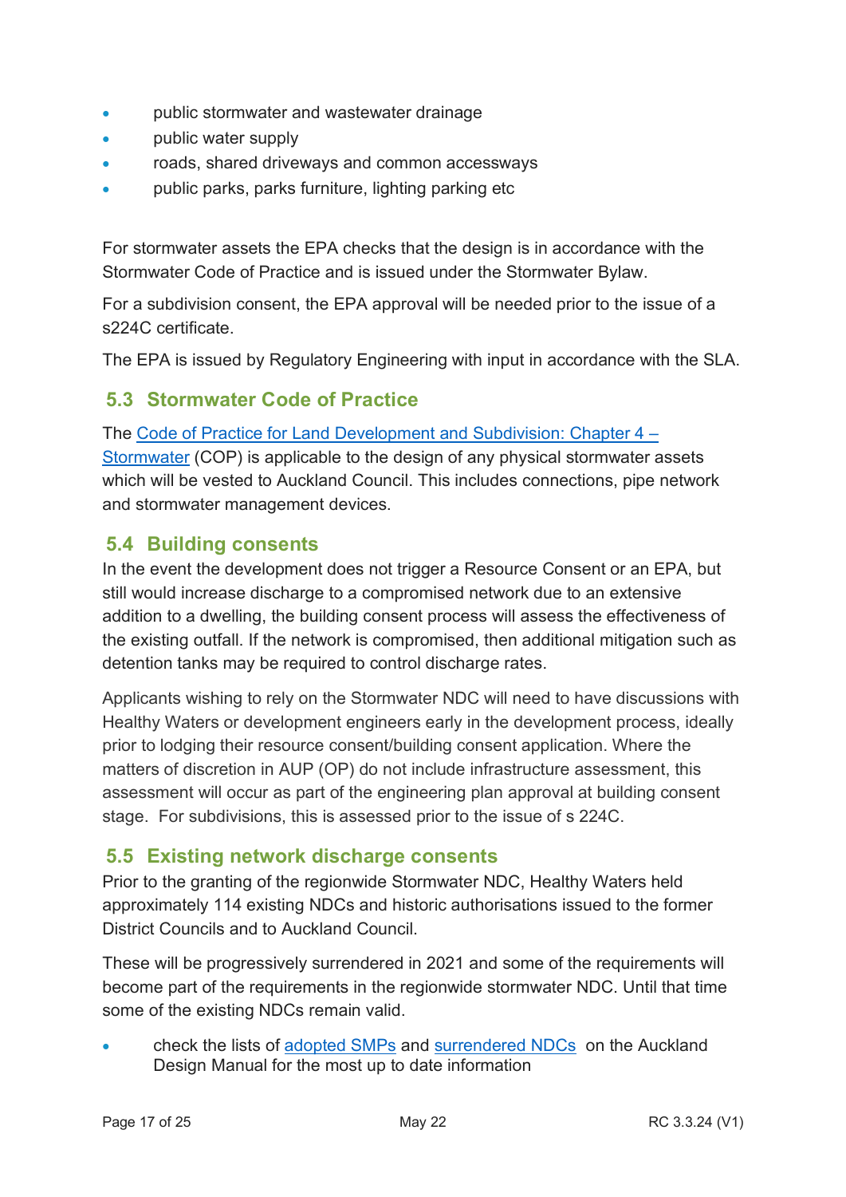- public stormwater and wastewater drainage
- public water supply
- roads, shared driveways and common accessways
- public parks, parks furniture, lighting parking etc

For stormwater assets the EPA checks that the design is in accordance with the Stormwater Code of Practice and is issued under the Stormwater Bylaw.

For a subdivision consent, the EPA approval will be needed prior to the issue of a s224C certificate.

The EPA is issued by Regulatory Engineering with input in accordance with the SLA.

## 5.3 Stormwater Code of Practice

The Code of Practice for Land Development and Subdivision: Chapter 4 – Stormwater (COP) is applicable to the design of any physical stormwater assets which will be vested to Auckland Council. This includes connections, pipe network and stormwater management devices.

## 5.4 Building consents

In the event the development does not trigger a Resource Consent or an EPA, but still would increase discharge to a compromised network due to an extensive addition to a dwelling, the building consent process will assess the effectiveness of the existing outfall. If the network is compromised, then additional mitigation such as detention tanks may be required to control discharge rates.

Applicants wishing to rely on the Stormwater NDC will need to have discussions with Healthy Waters or development engineers early in the development process, ideally prior to lodging their resource consent/building consent application. Where the matters of discretion in AUP (OP) do not include infrastructure assessment, this assessment will occur as part of the engineering plan approval at building consent stage. For subdivisions, this is assessed prior to the issue of s 224C.

## 5.5 Existing network discharge consents

Prior to the granting of the regionwide Stormwater NDC, Healthy Waters held approximately 114 existing NDCs and historic authorisations issued to the former District Councils and to Auckland Council.

These will be progressively surrendered in 2021 and some of the requirements will become part of the requirements in the regionwide stormwater NDC. Until that time some of the existing NDCs remain valid.

- check the lists of adopted SMPs and surrendered NDCs on the Auckland Design Manual for the most up to date information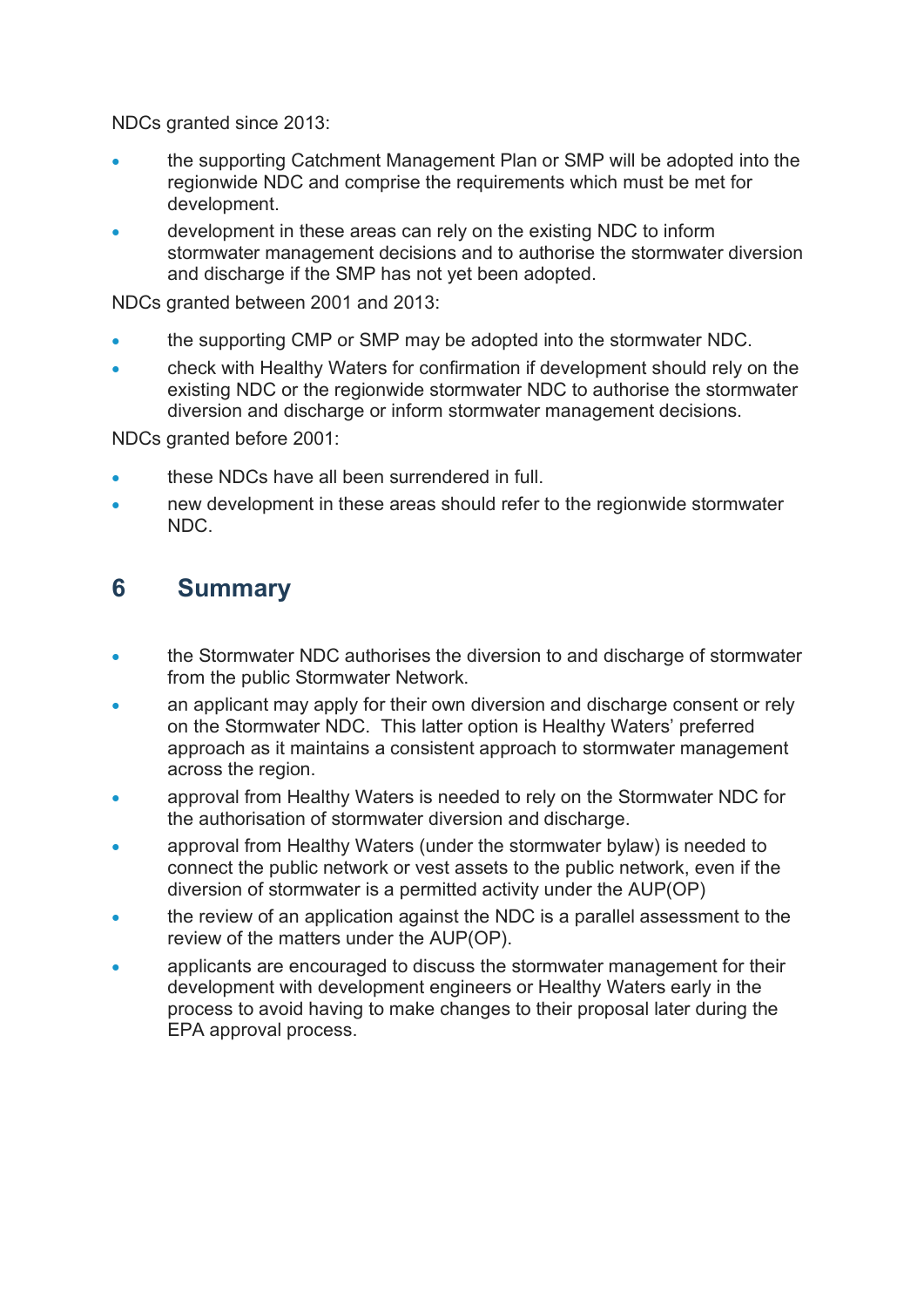NDCs granted since 2013:

- the supporting Catchment Management Plan or SMP will be adopted into the regionwide NDC and comprise the requirements which must be met for development.
- development in these areas can rely on the existing NDC to inform stormwater management decisions and to authorise the stormwater diversion and discharge if the SMP has not yet been adopted.

NDCs granted between 2001 and 2013:

- the supporting CMP or SMP may be adopted into the stormwater NDC.
- check with Healthy Waters for confirmation if development should rely on the existing NDC or the regionwide stormwater NDC to authorise the stormwater diversion and discharge or inform stormwater management decisions.

NDCs granted before 2001:

- these NDCs have all been surrendered in full.
- new development in these areas should refer to the regionwide stormwater NDC.

## 6 Summary

- the Stormwater NDC authorises the diversion to and discharge of stormwater from the public Stormwater Network.
- an applicant may apply for their own diversion and discharge consent or rely on the Stormwater NDC. This latter option is Healthy Waters' preferred approach as it maintains a consistent approach to stormwater management across the region.
- approval from Healthy Waters is needed to rely on the Stormwater NDC for the authorisation of stormwater diversion and discharge.
- approval from Healthy Waters (under the stormwater bylaw) is needed to connect the public network or vest assets to the public network, even if the diversion of stormwater is a permitted activity under the AUP(OP)
- the review of an application against the NDC is a parallel assessment to the review of the matters under the AUP(OP).
- applicants are encouraged to discuss the stormwater management for their development with development engineers or Healthy Waters early in the process to avoid having to make changes to their proposal later during the EPA approval process.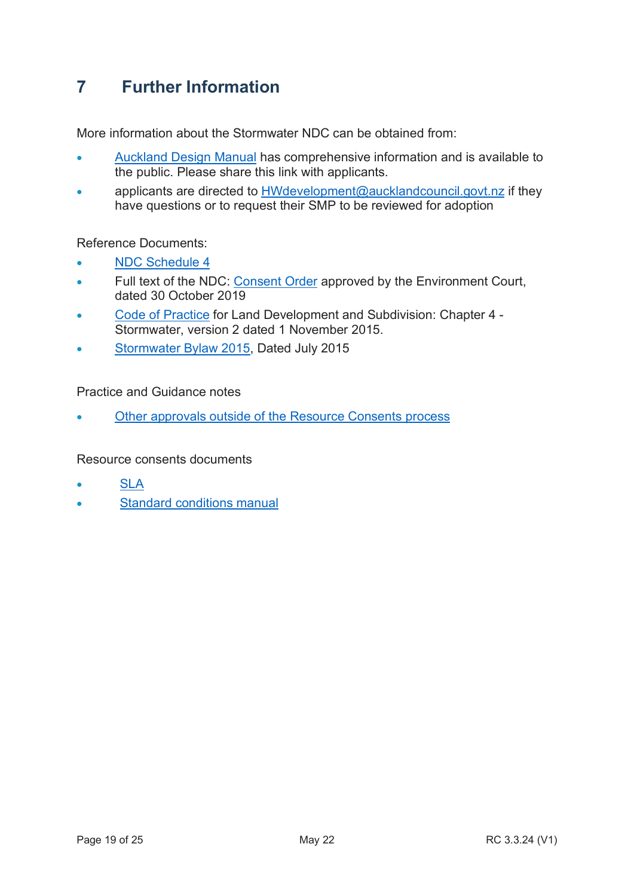# 7 Further Information

More information about the Stormwater NDC can be obtained from:

- Auckland Design Manual has comprehensive information and is available to the public. Please share this link with applicants.
- applicants are directed to HWdevelopment@aucklandcouncil.govt.nz if they have questions or to request their SMP to be reviewed for adoption

Reference Documents:

- NDC Schedule 4
- Full text of the NDC: Consent Order approved by the Environment Court, dated 30 October 2019
- Code of Practice for Land Development and Subdivision: Chapter 4 - Stormwater, version 2 dated 1 November 2015.
- Stormwater Bylaw 2015, Dated July 2015

Practice and Guidance notes

- Other approvals outside of the Resource Consents process

Resource consents documents

- SLA
- Standard conditions manual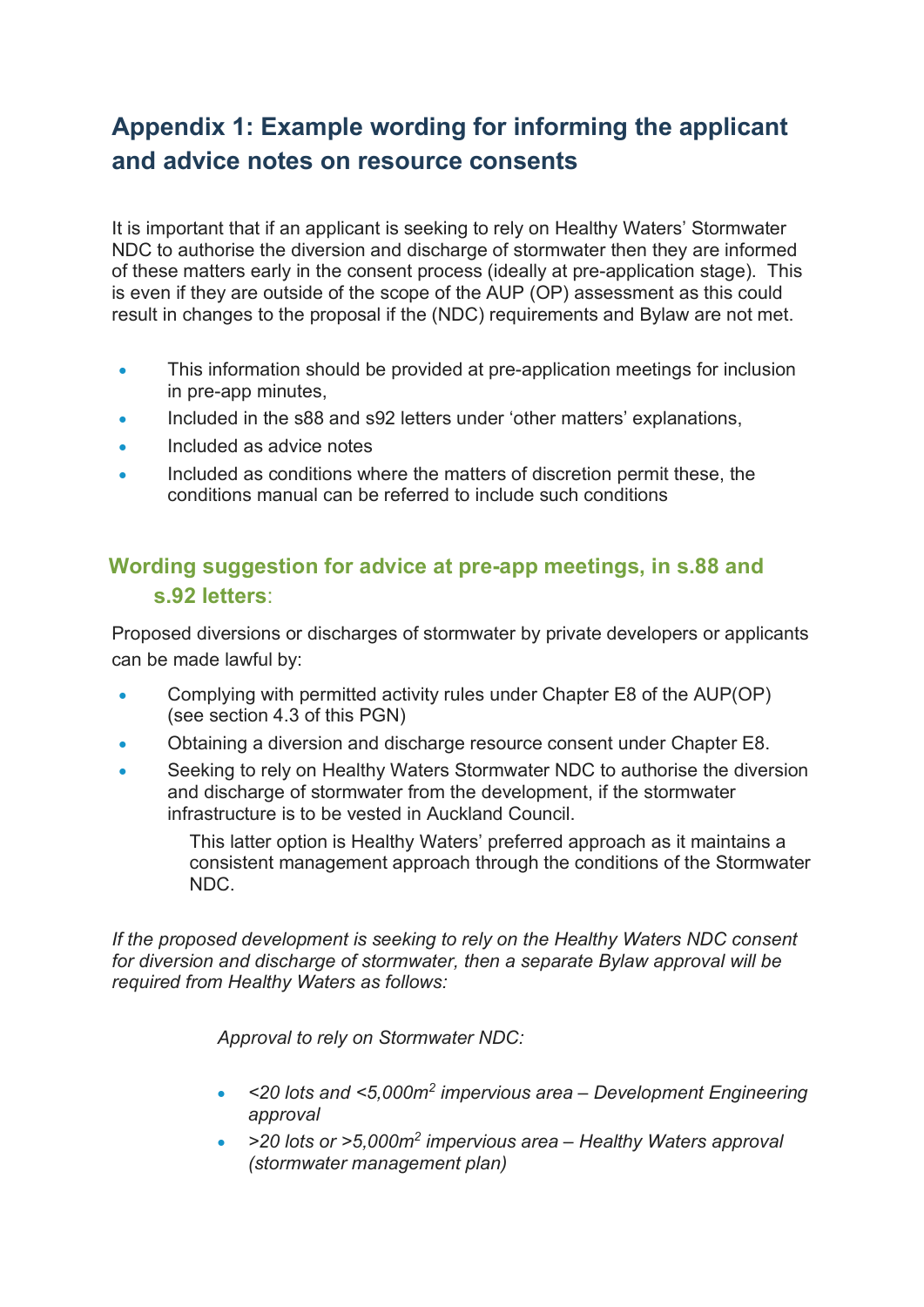# Appendix 1: Example wording for informing the applicant and advice notes on resource consents

It is important that if an applicant is seeking to rely on Healthy Waters' Stormwater NDC to authorise the diversion and discharge of stormwater then they are informed of these matters early in the consent process (ideally at pre-application stage). This is even if they are outside of the scope of the AUP (OP) assessment as this could result in changes to the proposal if the (NDC) requirements and Bylaw are not met.

- This information should be provided at pre-application meetings for inclusion in pre-app minutes,
- Included in the s88 and s92 letters under 'other matters' explanations,
- Included as advice notes
- Included as conditions where the matters of discretion permit these, the conditions manual can be referred to include such conditions

## Wording suggestion for advice at pre-app meetings, in s.88 and s.92 letters:

Proposed diversions or discharges of stormwater by private developers or applicants can be made lawful by:

- Complying with permitted activity rules under Chapter E8 of the AUP(OP) (see section 4.3 of this PGN)
- Obtaining a diversion and discharge resource consent under Chapter E8.
- Seeking to rely on Healthy Waters Stormwater NDC to authorise the diversion and discharge of stormwater from the development, if the stormwater infrastructure is to be vested in Auckland Council.

  This latter option is Healthy Waters' preferred approach as it maintains a consistent management approach through the conditions of the Stormwater NDC.

*If the proposed development is seeking to rely on the Healthy Waters NDC consent for diversion and discharge of stormwater, then a separate Bylaw approval will be required from Healthy Waters as follows:*

*Approval to rely on Stormwater NDC:*

- *<20 lots and <5,000m$^2$ impervious area – Development Engineering approval*
- *>20 lots or >5,000m$^2$ impervious area – Healthy Waters approval (stormwater management plan)*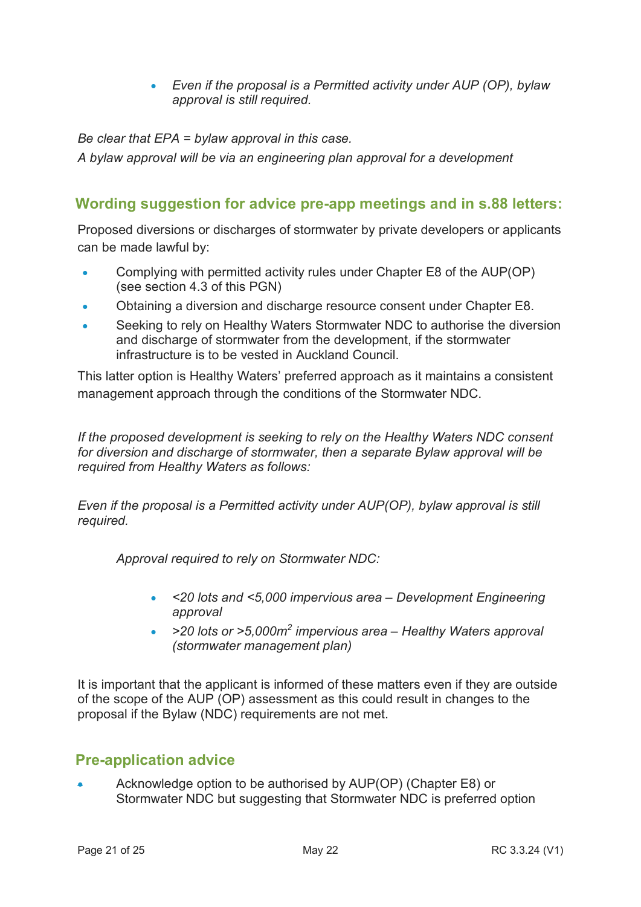- *Even if the proposal is a Permitted activity under AUP (OP), bylaw approval is still required.*

*Be clear that EPA = bylaw approval in this case.*

*A bylaw approval will be via an engineering plan approval for a development*

## Wording suggestion for advice pre-app meetings and in s.88 letters:

Proposed diversions or discharges of stormwater by private developers or applicants can be made lawful by:

- Complying with permitted activity rules under Chapter E8 of the AUP(OP) (see section 4.3 of this PGN)
- Obtaining a diversion and discharge resource consent under Chapter E8.
- Seeking to rely on Healthy Waters Stormwater NDC to authorise the diversion and discharge of stormwater from the development, if the stormwater infrastructure is to be vested in Auckland Council.

This latter option is Healthy Waters' preferred approach as it maintains a consistent management approach through the conditions of the Stormwater NDC.

*If the proposed development is seeking to rely on the Healthy Waters NDC consent for diversion and discharge of stormwater, then a separate Bylaw approval will be required from Healthy Waters as follows:*

*Even if the proposal is a Permitted activity under AUP(OP), bylaw approval is still required.*

*Approval required to rely on Stormwater NDC:*

- *<20 lots and <5,000 impervious area – Development Engineering approval*
- *>20 lots or >5,000m² impervious area – Healthy Waters approval (stormwater management plan)*

It is important that the applicant is informed of these matters even if they are outside of the scope of the AUP (OP) assessment as this could result in changes to the proposal if the Bylaw (NDC) requirements are not met.

## Pre-application advice

- Acknowledge option to be authorised by AUP(OP) (Chapter E8) or Stormwater NDC but suggesting that Stormwater NDC is preferred option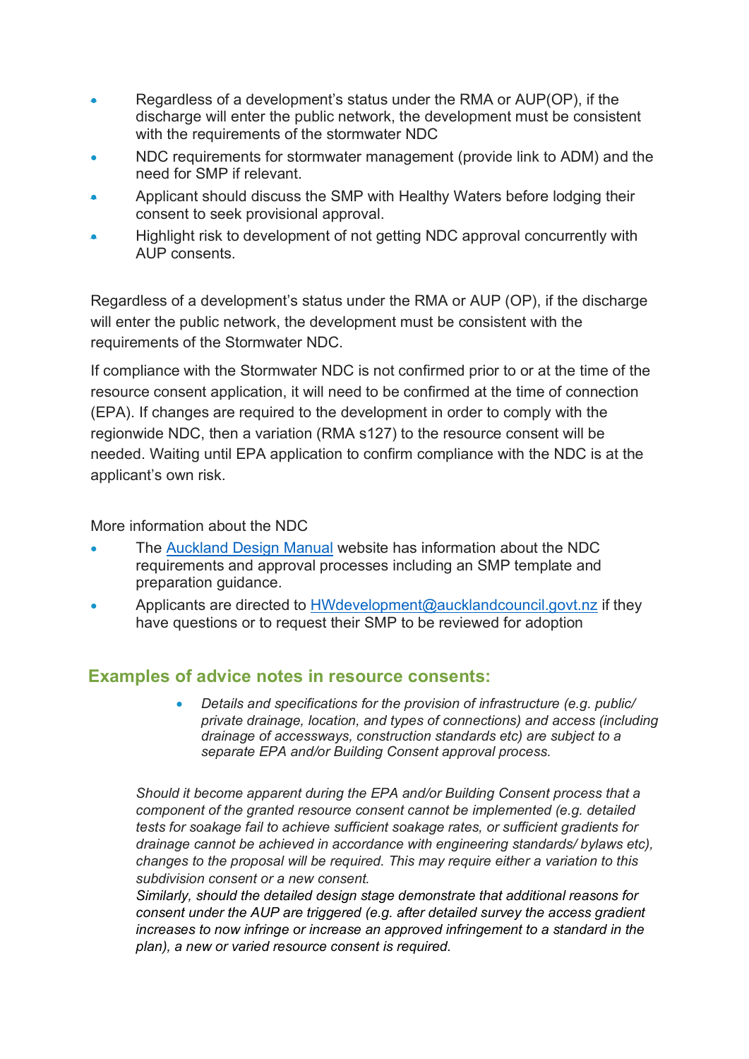- Regardless of a development's status under the RMA or AUP(OP), if the discharge will enter the public network, the development must be consistent with the requirements of the stormwater NDC
- NDC requirements for stormwater management (provide link to ADM) and the need for SMP if relevant.
- Applicant should discuss the SMP with Healthy Waters before lodging their consent to seek provisional approval.
- Highlight risk to development of not getting NDC approval concurrently with AUP consents.

Regardless of a development's status under the RMA or AUP (OP), if the discharge will enter the public network, the development must be consistent with the requirements of the Stormwater NDC.

If compliance with the Stormwater NDC is not confirmed prior to or at the time of the resource consent application, it will need to be confirmed at the time of connection (EPA). If changes are required to the development in order to comply with the regionwide NDC, then a variation (RMA s127) to the resource consent will be needed. Waiting until EPA application to confirm compliance with the NDC is at the applicant's own risk.

More information about the NDC

- The [Auckland Design Manual](Auckland Design Manual) website has information about the NDC requirements and approval processes including an SMP template and preparation guidance.
- Applicants are directed to HWdevelopment@aucklandcouncil.govt.nz if they have questions or to request their SMP to be reviewed for adoption

## Examples of advice notes in resource consents:

- *Details and specifications for the provision of infrastructure (e.g. public/ private drainage, location, and types of connections) and access (including drainage of accessways, construction standards etc) are subject to a separate EPA and/or Building Consent approval process.*

*Should it become apparent during the EPA and/or Building Consent process that a component of the granted resource consent cannot be implemented (e.g. detailed tests for soakage fail to achieve sufficient soakage rates, or sufficient gradients for drainage cannot be achieved in accordance with engineering standards/ bylaws etc), changes to the proposal will be required. This may require either a variation to this subdivision consent or a new consent.*
*Similarly, should the detailed design stage demonstrate that additional reasons for consent under the AUP are triggered (e.g. after detailed survey the access gradient increases to now infringe or increase an approved infringement to a standard in the plan), a new or varied resource consent is required.*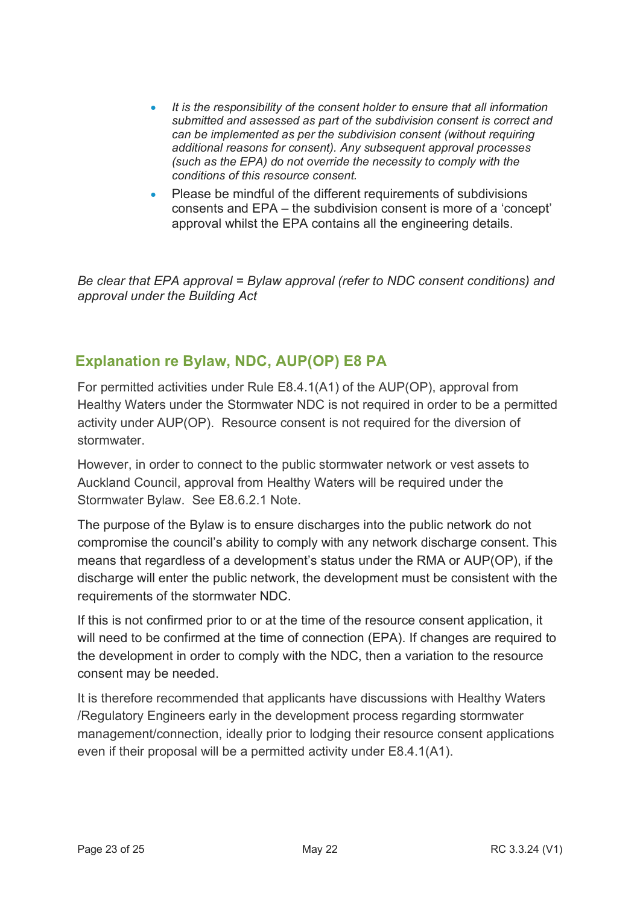- *It is the responsibility of the consent holder to ensure that all information submitted and assessed as part of the subdivision consent is correct and can be implemented as per the subdivision consent (without requiring additional reasons for consent). Any subsequent approval processes (such as the EPA) do not override the necessity to comply with the conditions of this resource consent.*
- Please be mindful of the different requirements of subdivisions consents and EPA – the subdivision consent is more of a 'concept' approval whilst the EPA contains all the engineering details.

*Be clear that EPA approval = Bylaw approval (refer to NDC consent conditions) and approval under the Building Act*

## Explanation re Bylaw, NDC, AUP(OP) E8 PA

For permitted activities under Rule E8.4.1(A1) of the AUP(OP), approval from Healthy Waters under the Stormwater NDC is not required in order to be a permitted activity under AUP(OP). Resource consent is not required for the diversion of stormwater.

However, in order to connect to the public stormwater network or vest assets to Auckland Council, approval from Healthy Waters will be required under the Stormwater Bylaw. See E8.6.2.1 Note.

The purpose of the Bylaw is to ensure discharges into the public network do not compromise the council's ability to comply with any network discharge consent. This means that regardless of a development's status under the RMA or AUP(OP), if the discharge will enter the public network, the development must be consistent with the requirements of the stormwater NDC.

If this is not confirmed prior to or at the time of the resource consent application, it will need to be confirmed at the time of connection (EPA). If changes are required to the development in order to comply with the NDC, then a variation to the resource consent may be needed.

It is therefore recommended that applicants have discussions with Healthy Waters /Regulatory Engineers early in the development process regarding stormwater management/connection, ideally prior to lodging their resource consent applications even if their proposal will be a permitted activity under E8.4.1(A1).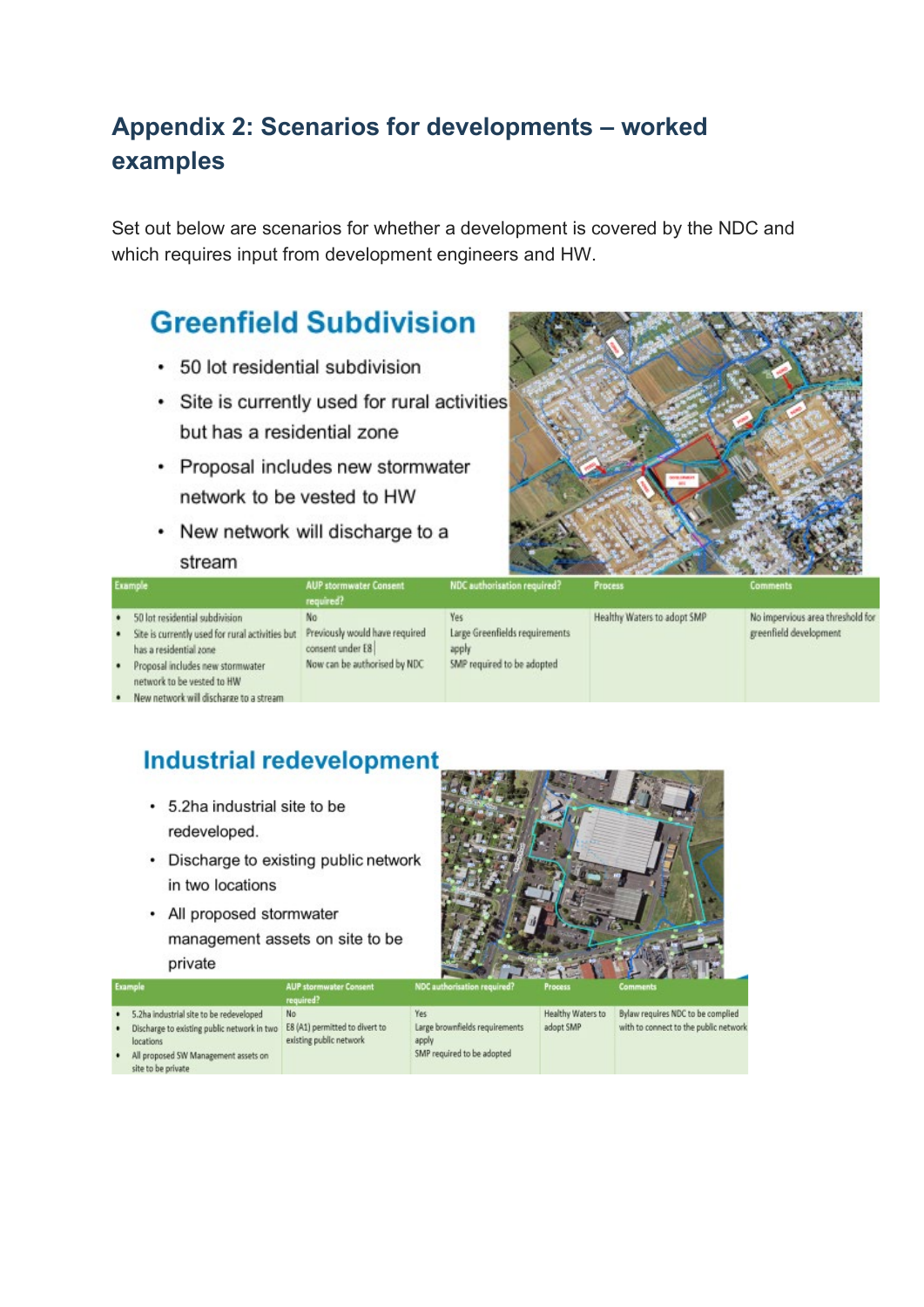## Appendix 2: Scenarios for developments – worked examples

Set out below are scenarios for whether a development is covered by the NDC and which requires input from development engineers and HW.

### Greenfield Subdivision

- 50 lot residential subdivision
- Site is currently used for rural activities but has a residential zone
- Proposal includes new stormwater network to be vested to HW
- New network will discharge to a stream

| Example | AUP stormwater Consent required? | NDC authorisation required? | Process | Comments |
| --- | --- | --- | --- | --- |
| • 50 lot residential subdivision<br>• Site is currently used for rural activities but has a residential zone<br>• Proposal includes new stormwater network to be vested to HW<br>• New network will discharge to a stream | No<br>Previously would have required consent under E8<br>Now can be authorised by NDC | Yes<br>Large Greenfields requirements apply<br>SMP required to be adopted | Healthy Waters to adopt SMP | No impervious area threshold for greenfield development |

### Industrial redevelopment

- 5.2ha industrial site to be redeveloped.
- Discharge to existing public network in two locations
- All proposed stormwater management assets on site to be private

| Example | AUP stormwater Consent required? | NDC authorisation required? | Process | Comments |
| --- | --- | --- | --- | --- |
| • 5.2ha industrial site to be redeveloped<br>• Discharge to existing public network in two locations<br>• All proposed SW Management assets on site to be private | No<br>E8 (A1) permitted to divert to existing public network | Yes<br>Large brownfields requirements apply<br>SMP required to be adopted | Healthy Waters to adopt SMP | Bylaw requires NDC to be complied with to connect to the public network |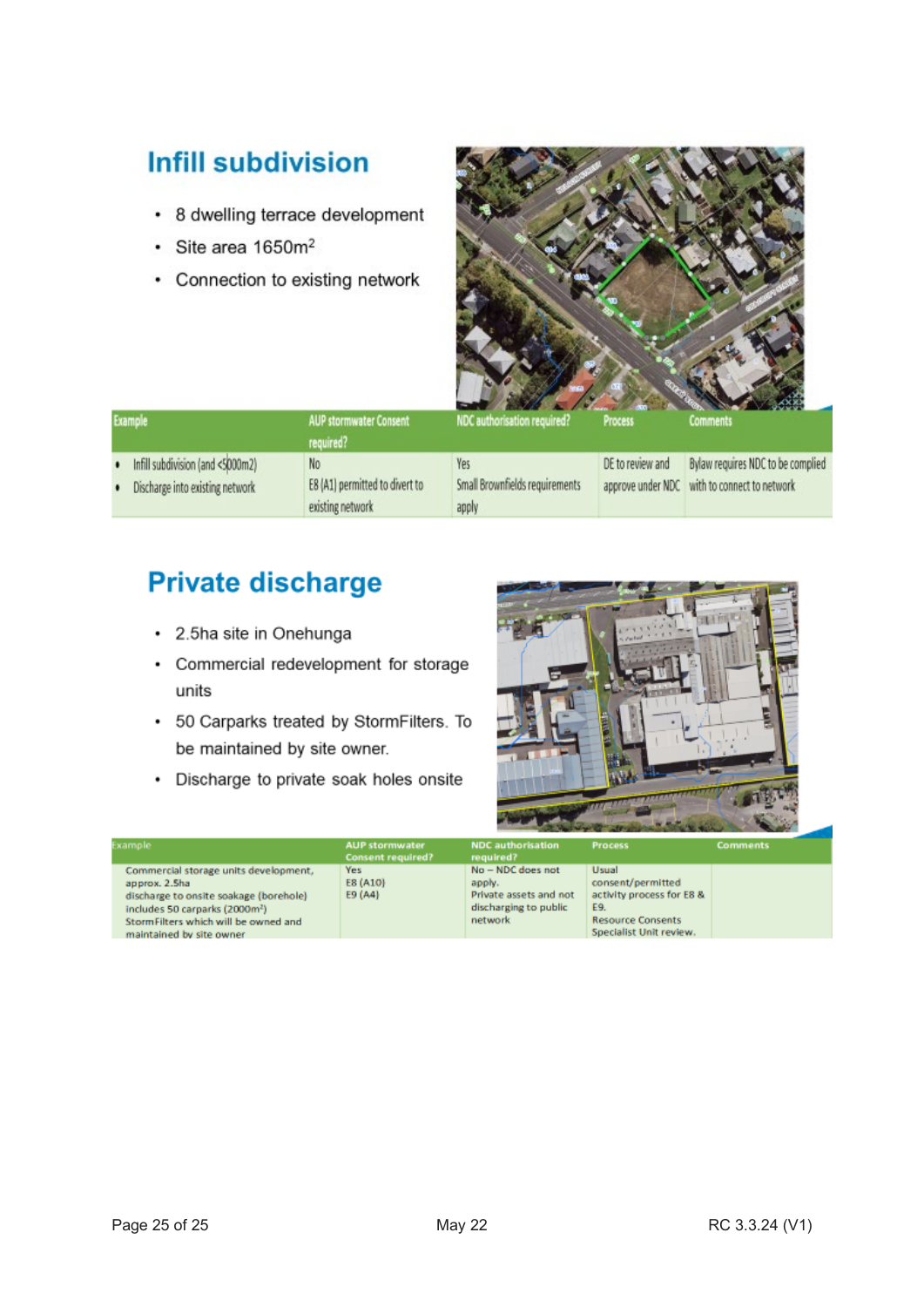## Infill subdivision

- 8 dwelling terrace development
- Site area 1650m²
- Connection to existing network

| Example | AUP stormwater Consent required? | NDC authorisation required? | Process | Comments |
|---|---|---|---|---|
| • Infill subdivision (and <5000m2)<br>• Discharge into existing network | No<br>E8 (A1) permitted to divert to existing network | Yes<br>Small Brownfields requirements apply | DE to review and approve under NDC | Bylaw requires NDC to be complied with to connect to network |

## Private discharge

- 2.5ha site in Onehunga
- Commercial redevelopment for storage units
- 50 Carparks treated by StormFilters. To be maintained by site owner.
- Discharge to private soak holes onsite

| Example | AUP stormwater Consent required? | NDC authorisation required? | Process | Comments |
|---|---|---|---|---|
| Commercial storage units development, approx. 2.5ha<br>discharge to onsite soakage (borehole)<br>includes 50 carparks (2000m²)<br>StormFilters which will be owned and maintained by site owner | Yes<br>E8 (A10)<br>E9 (A4) | No – NDC does not apply.<br>Private assets and not discharging to public network | Usual consent/permitted activity process for E8 & E9.<br>Resource Consents Specialist Unit review. | |